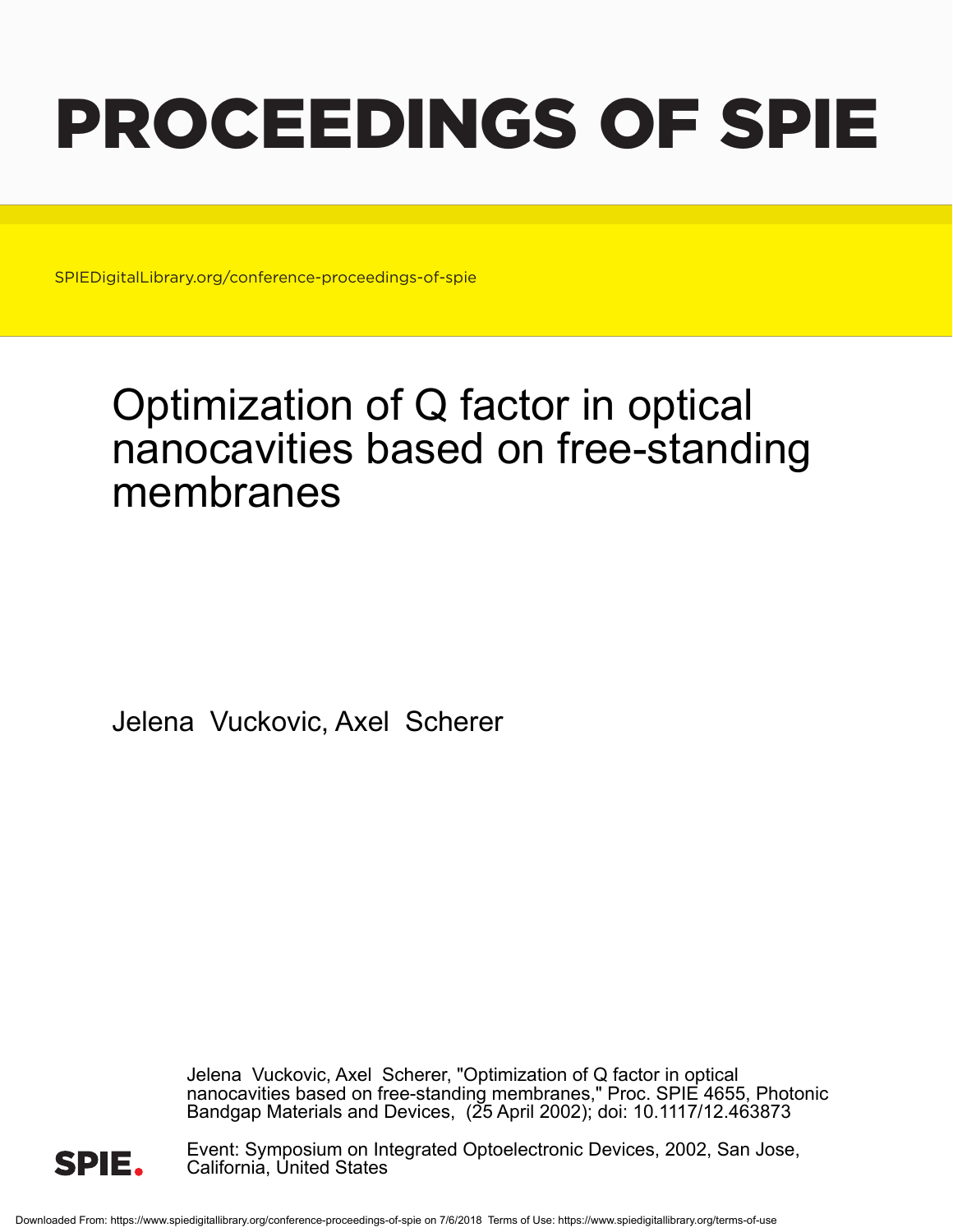# PROCEEDINGS OF SPIE

SPIEDigitalLibrary.org/conference-proceedings-of-spie

## Optimization of Q factor in optical nanocavities based on free-standing membranes

Jelena Vuckovic, Axel Scherer

Jelena Vuckovic, Axel Scherer, "Optimization of Q factor in optical nanocavities based on free-standing membranes," Proc. SPIE 4655, Photonic Bandgap Materials and Devices, (25 April 2002); doi: 10.1117/12.463873

Event: Symposium on Integrated Optoelectronic Devices, 2002, San Jose, California, United States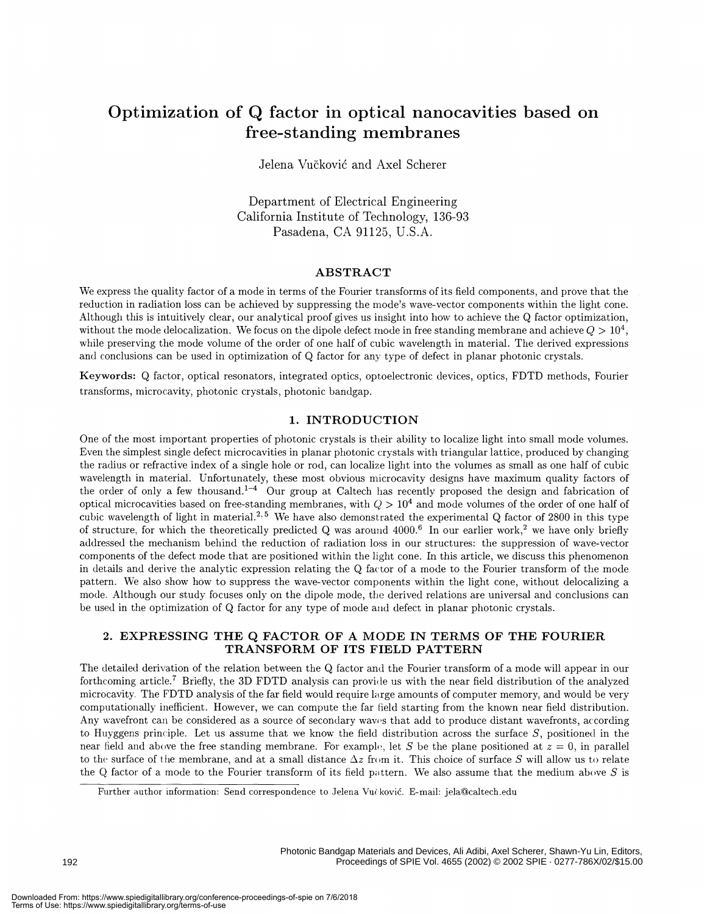# Optimization of Q factor in optical nanocavities based on free-standing membranes

Jelena Vučković and Axel Scherer

Department of Electrical Engineering
California Institute of Technology, 136-93
Pasadena, CA 91125, U.S.A.

## ABSTRACT

We express the quality factor of a mode in terms of the Fourier transforms of its field components, and prove that the reduction in radiation loss can be achieved by suppressing the mode's wave-vector components within the light cone. Although this is intuitively clear, our analytical proof gives us insight into how to achieve the Q factor optimization, without the mode delocalization. We focus on the dipole defect mode in free standing membrane and achieve $Q > 10^4$, while preserving the mode volume of the order of one half of cubic wavelength in material. The derived expressions and conclusions can be used in optimization of Q factor for any type of defect in planar photonic crystals.

**Keywords:** Q factor, optical resonators, integrated optics, optoelectronic devices, optics, FDTD methods, Fourier transforms, microcavity, photonic crystals, photonic bandgap.

## 1. INTRODUCTION

One of the most important properties of photonic crystals is their ability to localize light into small mode volumes. Even the simplest single defect microcavities in planar photonic crystals with triangular lattice, produced by changing the radius or refractive index of a single hole or rod, can localize light into the volumes as small as one half of cubic wavelength in material. Unfortunately, these most obvious microcavity designs have maximum quality factors of the order of only a few thousand.[1–4] Our group at Caltech has recently proposed the design and fabrication of optical microcavities based on free-standing membranes, with $Q > 10^4$ and mode volumes of the order of one half of cubic wavelength of light in material.[2,5] We have also demonstrated the experimental Q factor of 2800 in this type of structure, for which the theoretically predicted Q was around 4000.[6] In our earlier work,[2] we have only briefly addressed the mechanism behind the reduction of radiation loss in our structures: the suppression of wave-vector components of the defect mode that are positioned within the light cone. In this article, we discuss this phenomenon in details and derive the analytic expression relating the Q factor of a mode to the Fourier transform of the mode pattern. We also show how to suppress the wave-vector components within the light cone, without delocalizing a mode. Although our study focuses only on the dipole mode, the derived relations are universal and conclusions can be used in the optimization of Q factor for any type of mode and defect in planar photonic crystals.

## 2. EXPRESSING THE Q FACTOR OF A MODE IN TERMS OF THE FOURIER TRANSFORM OF ITS FIELD PATTERN

The detailed derivation of the relation between the Q factor and the Fourier transform of a mode will appear in our forthcoming article.[7] Briefly, the 3D FDTD analysis can provide us with the near field distribution of the analyzed microcavity. The FDTD analysis of the far field would require large amounts of computer memory, and would be very computationally inefficient. However, we can compute the far field starting from the known near field distribution. Any wavefront can be considered as a source of secondary waves that add to produce distant wavefronts, according to Huyggens principle. Let us assume that we know the field distribution across the surface $S$, positioned in the near field and above the free standing membrane. For example, let $S$ be the plane positioned at $z = 0$, in parallel to the surface of the membrane, and at a small distance $\Delta z$ from it. This choice of surface $S$ will allow us to relate the Q factor of a mode to the Fourier transform of its field pattern. We also assume that the medium above $S$ is

Further author information: Send correspondence to Jelena Vučković. E-mail: jela@caltech.edu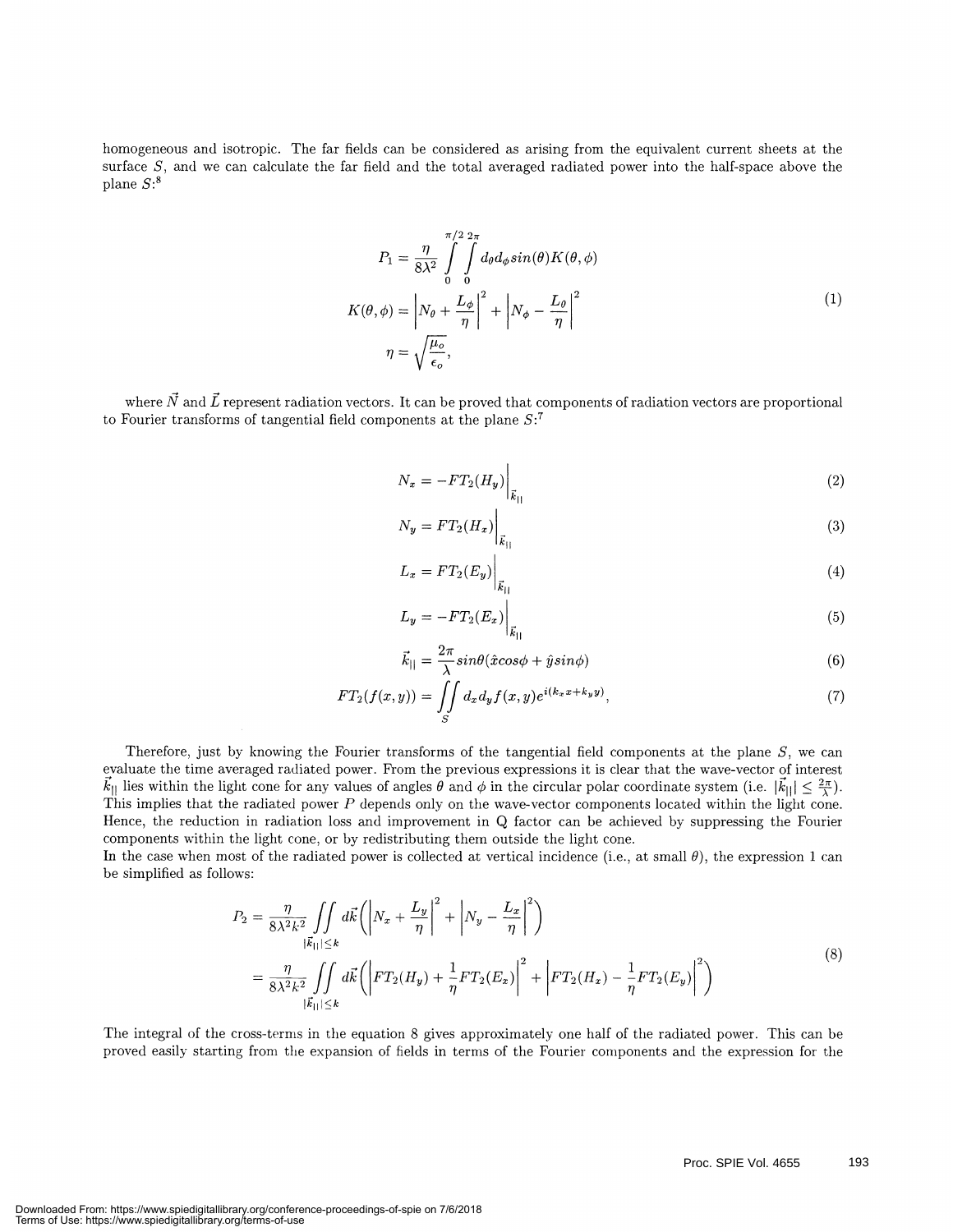homogeneous and isotropic. The far fields can be considered as arising from the equivalent current sheets at the surface $S$, and we can calculate the far field and the total averaged radiated power into the half-space above the plane $S$:[8]

$$
\begin{aligned}
P_1 &= \frac{\eta}{8\lambda^2} \int_0^{\pi/2} \int_0^{2\pi} d_\theta d_\phi sin(\theta) K(\theta, \phi) \\
K(\theta, \phi) &= \left| N_\theta + \frac{L_\phi}{\eta} \right|^2 + \left| N_\phi - \frac{L_\theta}{\eta} \right|^2 \\
\eta &= \sqrt{\frac{\mu_o}{\epsilon_o}},
\end{aligned}
\tag{1}
$$

where $\vec{N}$ and $\vec{L}$ represent radiation vectors. It can be proved that components of radiation vectors are proportional to Fourier transforms of tangential field components at the plane $S$:[7]

$$
N_x = -FT_2(H_y)\Big|_{\vec{k}_{||}} \tag{2}
$$

$$
N_y = FT_2(H_x)\Big|_{\vec{k}_{||}} \tag{3}
$$

$$
L_x = FT_2(E_y)\Big|_{\vec{k}_{||}} \tag{4}
$$

$$
L_y = -FT_2(E_x)\Big|_{\vec{k}_{||}} \tag{5}
$$

$$
\vec{k}_{||} = \frac{2\pi}{\lambda} sin\theta(\hat{x}cos\phi + \hat{y}sin\phi) \tag{6}
$$

$$
FT_2(f(x,y)) = \iint_S d_x d_y f(x,y) e^{i(k_x x + k_y y)}, \tag{7}
$$

Therefore, just by knowing the Fourier transforms of the tangential field components at the plane $S$, we can evaluate the time averaged radiated power. From the previous expressions it is clear that the wave-vector of interest $\vec{k}_{||}$ lies within the light cone for any values of angles $\theta$ and $\phi$ in the circular polar coordinate system (i.e. $|\vec{k}_{||}| \leq \frac{2\pi}{\lambda}$). This implies that the radiated power $P$ depends only on the wave-vector components located within the light cone. Hence, the reduction in radiation loss and improvement in Q factor can be achieved by suppressing the Fourier components within the light cone, or by redistributing them outside the light cone.

In the case when most of the radiated power is collected at vertical incidence (i.e., at small $\theta$), the expression 1 can be simplified as follows:

$$
\begin{aligned}
P_2 &= \frac{\eta}{8\lambda^2 k^2} \iint_{|\vec{k}_{||}| \leq k} d\vec{k} \left( \left| N_x + \frac{L_y}{\eta} \right|^2 + \left| N_y - \frac{L_x}{\eta} \right|^2 \right) \\
&= \frac{\eta}{8\lambda^2 k^2} \iint_{|\vec{k}_{||}| \leq k} d\vec{k} \left( \left| FT_2(H_y) + \frac{1}{\eta} FT_2(E_x) \right|^2 + \left| FT_2(H_x) - \frac{1}{\eta} FT_2(E_y) \right|^2 \right)
\end{aligned}
\tag{8}
$$

The integral of the cross-terms in the equation 8 gives approximately one half of the radiated power. This can be proved easily starting from the expansion of fields in terms of the Fourier components and the expression for the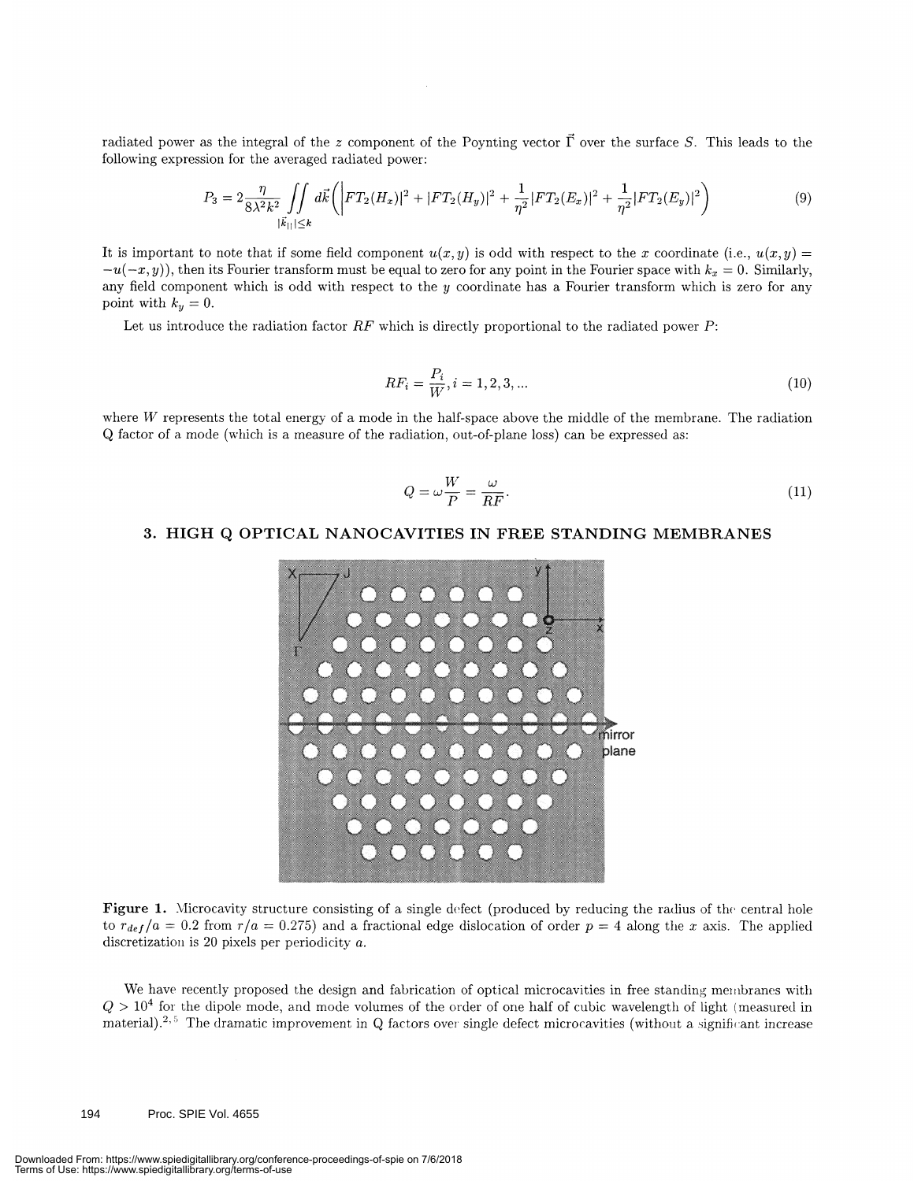radiated power as the integral of the $z$ component of the Poynting vector $\vec{\Gamma}$ over the surface $S$. This leads to the following expression for the averaged radiated power:

$$P_3 = 2\frac{\eta}{8\lambda^2 k^2} \iint\limits_{|\vec{k}_{||}| \leq k} d\vec{k} \left( \left| FT_2(H_x) \right|^2 + |FT_2(H_y)|^2 + \frac{1}{\eta^2}|FT_2(E_x)|^2 + \frac{1}{\eta^2}|FT_2(E_y)|^2 \right) \tag{9}$$

It is important to note that if some field component $u(x, y)$ is odd with respect to the $x$ coordinate (i.e., $u(x, y) = -u(-x, y)$), then its Fourier transform must be equal to zero for any point in the Fourier space with $k_x = 0$. Similarly, any field component which is odd with respect to the $y$ coordinate has a Fourier transform which is zero for any point with $k_y = 0$.

Let us introduce the radiation factor $RF$ which is directly proportional to the radiated power $P$:

$$RF_i = \frac{P_i}{W}, i = 1, 2, 3, ... \tag{10}$$

where $W$ represents the total energy of a mode in the half-space above the middle of the membrane. The radiation Q factor of a mode (which is a measure of the radiation, out-of-plane loss) can be expressed as:

$$Q = \omega \frac{W}{P} = \frac{\omega}{RF}. \tag{11}$$

## 3. HIGH Q OPTICAL NANOCAVITIES IN FREE STANDING MEMBRANES

**Figure 1.** Microcavity structure consisting of a single defect (produced by reducing the radius of the central hole to $r_{def}/a = 0.2$ from $r/a = 0.275$) and a fractional edge dislocation of order $p = 4$ along the $x$ axis. The applied discretization is 20 pixels per periodicity $a$.

We have recently proposed the design and fabrication of optical microcavities in free standing membranes with $Q > 10^4$ for the dipole mode, and mode volumes of the order of one half of cubic wavelength of light (measured in material).[2,5] The dramatic improvement in Q factors over single defect microcavities (without a significant increase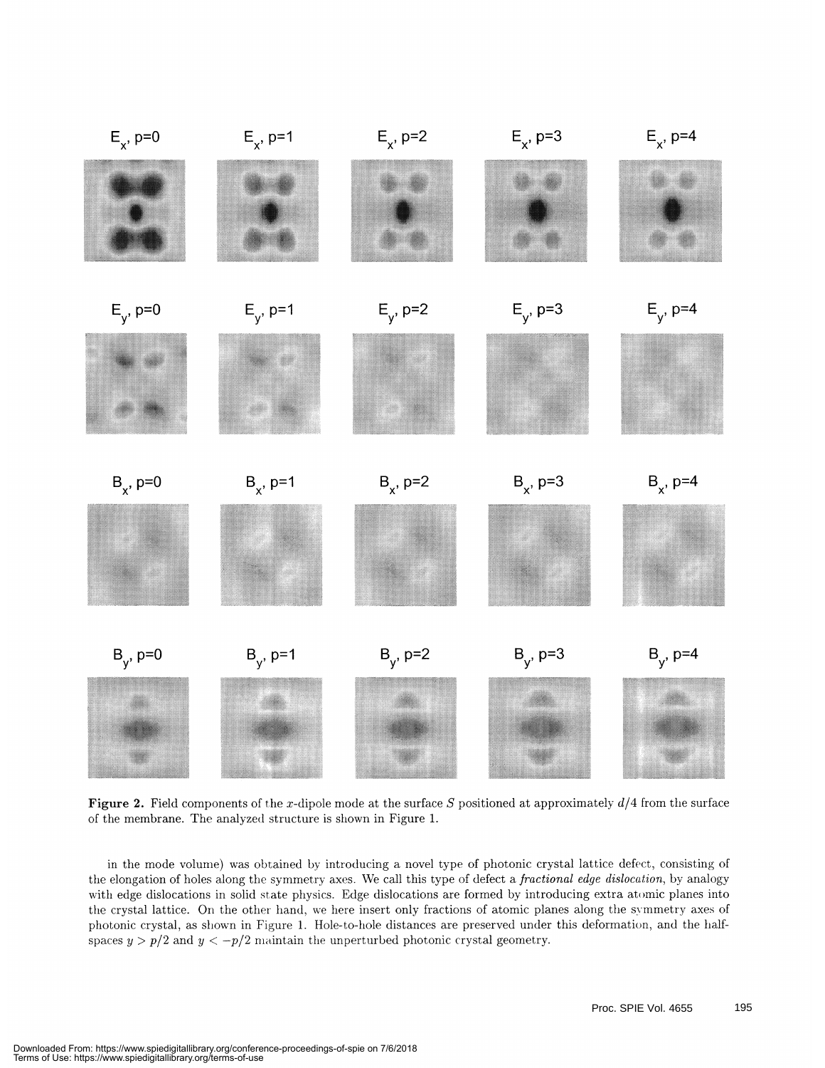**Figure 2.** Field components of the $x$-dipole mode at the surface $S$ positioned at approximately $d/4$ from the surface of the membrane. The analyzed structure is shown in Figure 1.

in the mode volume) was obtained by introducing a novel type of photonic crystal lattice defect, consisting of the elongation of holes along the symmetry axes. We call this type of defect a *fractional edge dislocation*, by analogy with edge dislocations in solid state physics. Edge dislocations are formed by introducing extra atomic planes into the crystal lattice. On the other hand, we here insert only fractions of atomic planes along the symmetry axes of photonic crystal, as shown in Figure 1. Hole-to-hole distances are preserved under this deformation, and the half-spaces $y > p/2$ and $y < -p/2$ maintain the unperturbed photonic crystal geometry.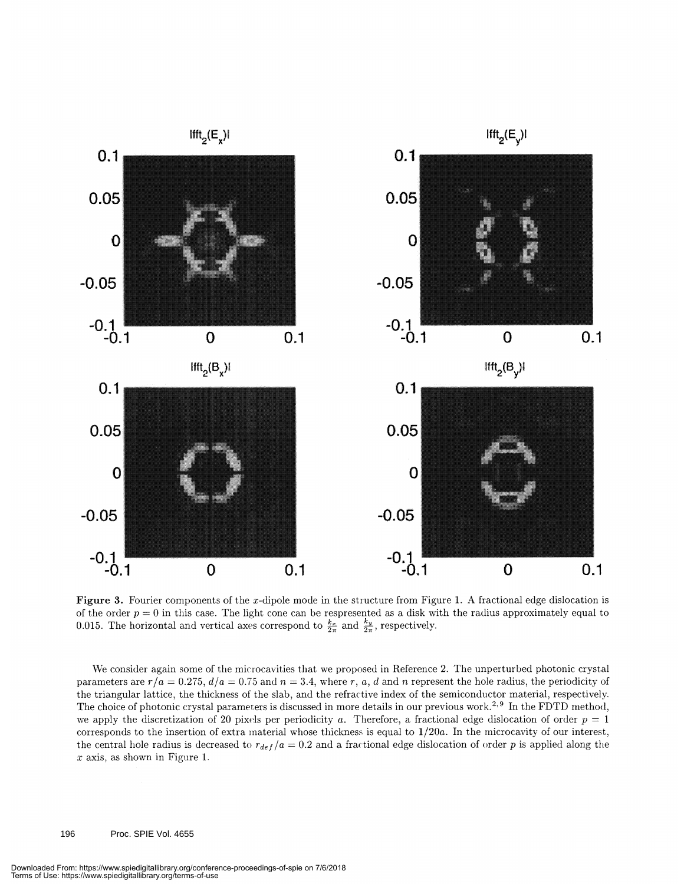Figure 3. Fourier components of the $x$-dipole mode in the structure from Figure 1. A fractional edge dislocation is of the order $p = 0$ in this case. The light cone can be respresented as a disk with the radius approximately equal to 0.015. The horizontal and vertical axes correspond to $\frac{k_x}{2\pi}$ and $\frac{k_y}{2\pi}$, respectively.

We consider again some of the microcavities that we proposed in Reference 2. The unperturbed photonic crystal parameters are $r/a = 0.275$, $d/a = 0.75$ and $n = 3.4$, where $r$, $a$, $d$ and $n$ represent the hole radius, the periodicity of the triangular lattice, the thickness of the slab, and the refractive index of the semiconductor material, respectively. The choice of photonic crystal parameters is discussed in more details in our previous work.[2,9] In the FDTD method, we apply the discretization of 20 pixels per periodicity $a$. Therefore, a fractional edge dislocation of order $p = 1$ corresponds to the insertion of extra material whose thickness is equal to $1/20a$. In the microcavity of our interest, the central hole radius is decreased to $r_{def}/a = 0.2$ and a fractional edge dislocation of order $p$ is applied along the $x$ axis, as shown in Figure 1.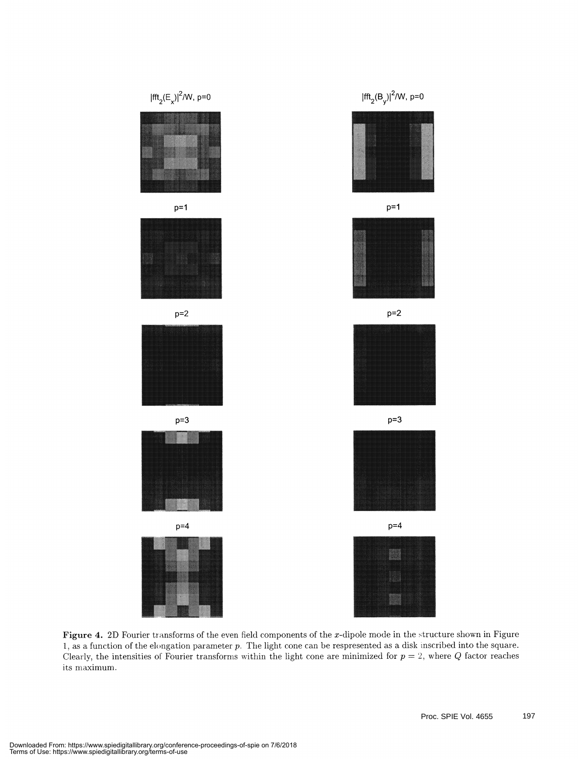$|fft_2(E_x)|^2/W$, p=0

$|fft_2(B_y)|^2/W$, p=0

p=1

p=1

p=2

p=2

p=3

p=3

p=4

p=4

**Figure 4.** 2D Fourier transforms of the even field components of the $x$-dipole mode in the structure shown in Figure 1, as a function of the elongation parameter $p$. The light cone can be respresented as a disk inscribed into the square. Clearly, the intensities of Fourier transforms within the light cone are minimized for $p = 2$, where $Q$ factor reaches its maximum.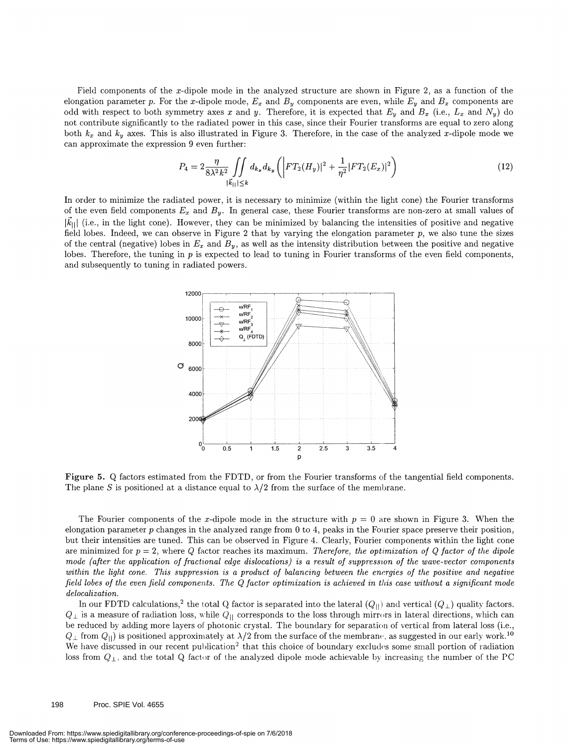Field components of the $x$-dipole mode in the analyzed structure are shown in Figure 2, as a function of the elongation parameter $p$. For the $x$-dipole mode, $E_x$ and $B_y$ components are even, while $E_y$ and $B_x$ components are odd with respect to both symmetry axes $x$ and $y$. Therefore, it is expected that $E_y$ and $B_x$ (i.e., $L_x$ and $N_y$) do not contribute significantly to the radiated power in this case, since their Fourier transforms are equal to zero along both $k_x$ and $k_y$ axes. This is also illustrated in Figure 3. Therefore, in the case of the analyzed $x$-dipole mode we can approximate the expression 9 even further:

$$P_4 = 2\frac{\eta}{8\lambda^2 k^2} \iint\limits_{|\vec{k}_{||}| \leq k} d_{k_x} d_{k_y} \left( \left| FT_2(H_y) \right|^2 + \frac{1}{\eta^2} |FT_2(E_x)|^2 \right) \tag{12}$$

In order to minimize the radiated power, it is necessary to minimize (within the light cone) the Fourier transforms of the even field components $E_x$ and $B_y$. In general case, these Fourier transforms are non-zero at small values of $|\vec{k}_{||}|$ (i.e., in the light cone). However, they can be minimized by balancing the intensities of positive and negative field lobes. Indeed, we can observe in Figure 2 that by varying the elongation parameter $p$, we also tune the sizes of the central (negative) lobes in $E_x$ and $B_y$, as well as the intensity distribution between the positive and negative lobes. Therefore, the tuning in $p$ is expected to lead to tuning in Fourier transforms of the even field components, and subsequently to tuning in radiated powers.

**Figure 5.** Q factors estimated from the FDTD, or from the Fourier transforms of the tangential field components. The plane $S$ is positioned at a distance equal to $\lambda/2$ from the surface of the membrane.

The Fourier components of the $x$-dipole mode in the structure with $p = 0$ are shown in Figure 3. When the elongation parameter $p$ changes in the analyzed range from 0 to 4, peaks in the Fourier space preserve their position, but their intensities are tuned. This can be observed in Figure 4. Clearly, Fourier components within the light cone are minimized for $p = 2$, where $Q$ factor reaches its maximum. *Therefore, the optimization of Q factor of the dipole mode (after the application of fractional edge dislocations) is a result of suppression of the wave-vector components within the light cone. This suppression is a product of balancing between the energies of the positive and negative field lobes of the even field components. The Q factor optimization is achieved in this case without a significant mode delocalization.*

In our FDTD calculations,[2] the total Q factor is separated into the lateral ($Q_{||}$) and vertical ($Q_{\perp}$) quality factors. $Q_{\perp}$ is a measure of radiation loss, while $Q_{||}$ corresponds to the loss through mirrors in lateral directions, which can be reduced by adding more layers of photonic crystal. The boundary for separation of vertical from lateral loss (i.e., $Q_{\perp}$ from $Q_{||}$) is positioned approximately at $\lambda/2$ from the surface of the membrane, as suggested in our early work.[10] We have discussed in our recent publication[2] that this choice of boundary excludes some small portion of radiation loss from $Q_{\perp}$, and the total Q factor of the analyzed dipole mode achievable by increasing the number of the PC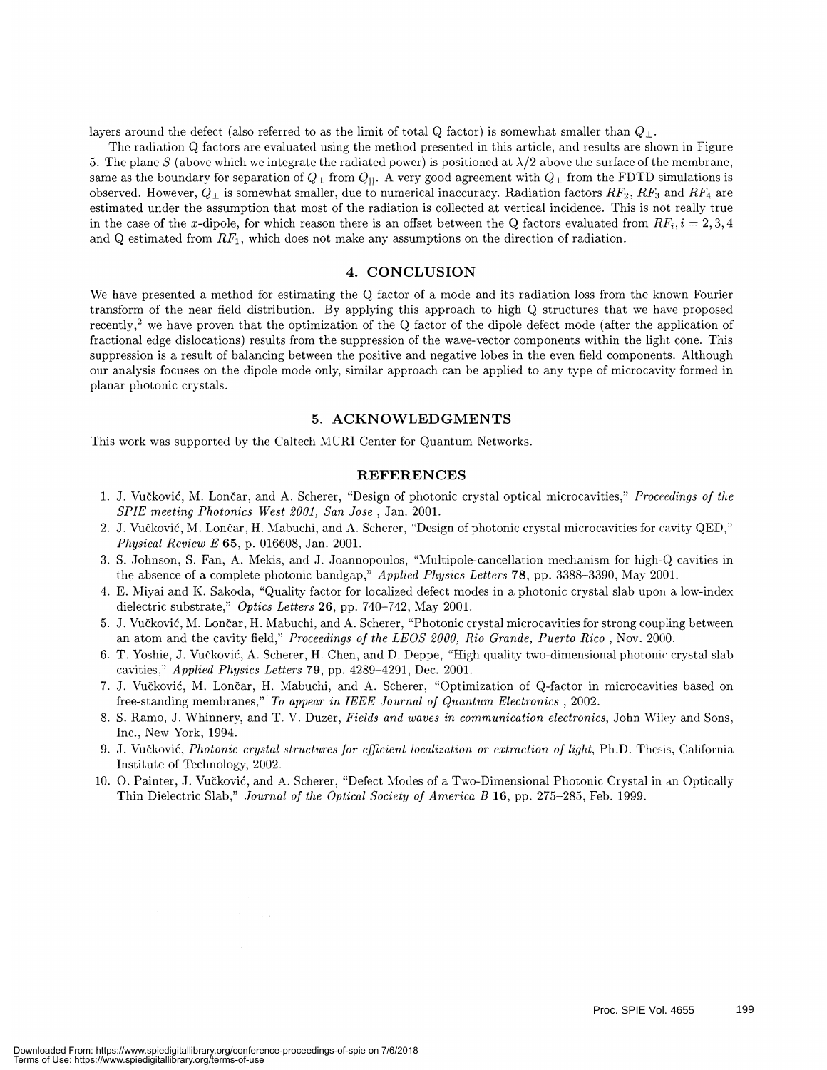layers around the defect (also referred to as the limit of total Q factor) is somewhat smaller than $Q_{\perp}$.

The radiation Q factors are evaluated using the method presented in this article, and results are shown in Figure 5. The plane $S$ (above which we integrate the radiated power) is positioned at $\lambda/2$ above the surface of the membrane, same as the boundary for separation of $Q_{\perp}$ from $Q_{||}$. A very good agreement with $Q_{\perp}$ from the FDTD simulations is observed. However, $Q_{\perp}$ is somewhat smaller, due to numerical inaccuracy. Radiation factors $RF_2$, $RF_3$ and $RF_4$ are estimated under the assumption that most of the radiation is collected at vertical incidence. This is not really true in the case of the $x$-dipole, for which reason there is an offset between the Q factors evaluated from $RF_i, i = 2, 3, 4$ and Q estimated from $RF_1$, which does not make any assumptions on the direction of radiation.

## 4. CONCLUSION

We have presented a method for estimating the Q factor of a mode and its radiation loss from the known Fourier transform of the near field distribution. By applying this approach to high Q structures that we have proposed recently,[2] we have proven that the optimization of the Q factor of the dipole defect mode (after the application of fractional edge dislocations) results from the suppression of the wave-vector components within the light cone. This suppression is a result of balancing between the positive and negative lobes in the even field components. Although our analysis focuses on the dipole mode only, similar approach can be applied to any type of microcavity formed in planar photonic crystals.

## 5. ACKNOWLEDGMENTS

This work was supported by the Caltech MURI Center for Quantum Networks.

## REFERENCES

1. J. Vučković, M. Lončar, and A. Scherer, "Design of photonic crystal optical microcavities," *Proceedings of the SPIE meeting Photonics West 2001, San Jose*, Jan. 2001.
2. J. Vučković, M. Lončar, H. Mabuchi, and A. Scherer, "Design of photonic crystal microcavities for cavity QED," *Physical Review E* **65**, p. 016608, Jan. 2001.
3. S. Johnson, S. Fan, A. Mekis, and J. Joannopoulos, "Multipole-cancellation mechanism for high-Q cavities in the absence of a complete photonic bandgap," *Applied Physics Letters* **78**, pp. 3388–3390, May 2001.
4. E. Miyai and K. Sakoda, "Quality factor for localized defect modes in a photonic crystal slab upon a low-index dielectric substrate," *Optics Letters* **26**, pp. 740–742, May 2001.
5. J. Vučković, M. Lončar, H. Mabuchi, and A. Scherer, "Photonic crystal microcavities for strong coupling between an atom and the cavity field," *Proceedings of the LEOS 2000, Rio Grande, Puerto Rico*, Nov. 2000.
6. T. Yoshie, J. Vučković, A. Scherer, H. Chen, and D. Deppe, "High quality two-dimensional photonic crystal slab cavities," *Applied Physics Letters* **79**, pp. 4289–4291, Dec. 2001.
7. J. Vučković, M. Lončar, H. Mabuchi, and A. Scherer, "Optimization of Q-factor in microcavities based on free-standing membranes," *To appear in IEEE Journal of Quantum Electronics*, 2002.
8. S. Ramo, J. Whinnery, and T. V. Duzer, *Fields and waves in communication electronics*, John Wiley and Sons, Inc., New York, 1994.
9. J. Vučković, *Photonic crystal structures for efficient localization or extraction of light*, Ph.D. Thesis, California Institute of Technology, 2002.
10. O. Painter, J. Vučković, and A. Scherer, "Defect Modes of a Two-Dimensional Photonic Crystal in an Optically Thin Dielectric Slab," *Journal of the Optical Society of America B* **16**, pp. 275–285, Feb. 1999.